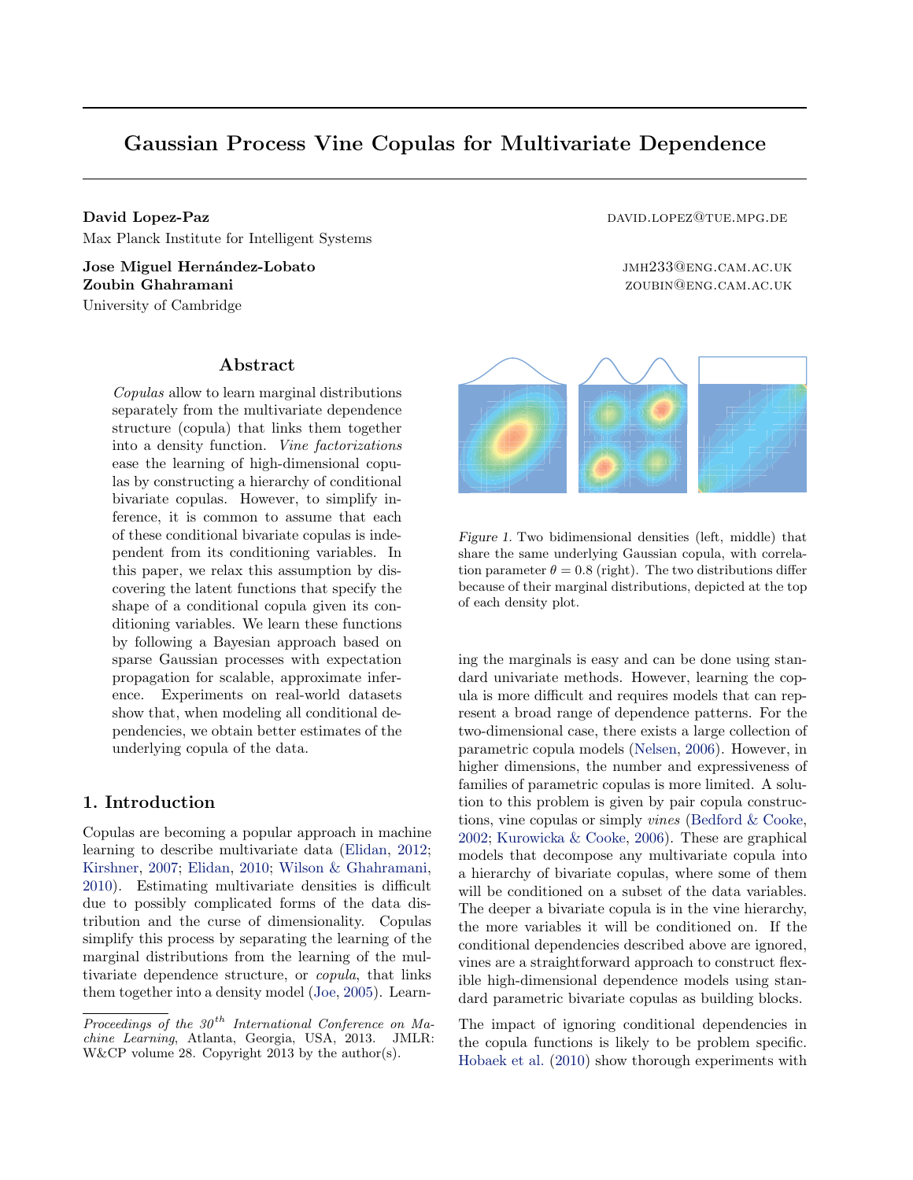# Gaussian Process Vine Copulas for Multivariate Dependence

**David Lopez-Paz** DAVID.LOPEZ@TUE.MPG.DE
Max Planck Institute for Intelligent Systems

**Jose Miguel Hernández-Lobato** JMH233@ENG.CAM.AC.UK
**Zoubin Ghahramani** ZOUBIN@ENG.CAM.AC.UK
University of Cambridge

## Abstract

*Copulas* allow to learn marginal distributions separately from the multivariate dependence structure (copula) that links them together into a density function. *Vine factorizations* ease the learning of high-dimensional copulas by constructing a hierarchy of conditional bivariate copulas. However, to simplify inference, it is common to assume that each of these conditional bivariate copulas is independent from its conditioning variables. In this paper, we relax this assumption by discovering the latent functions that specify the shape of a conditional copula given its conditioning variables. We learn these functions by following a Bayesian approach based on sparse Gaussian processes with expectation propagation for scalable, approximate inference. Experiments on real-world datasets show that, when modeling all conditional dependencies, we obtain better estimates of the underlying copula of the data.

## 1. Introduction

Copulas are becoming a popular approach in machine learning to describe multivariate data (Elidan, 2012; Kirshner, 2007; Elidan, 2010; Wilson & Ghahramani, 2010). Estimating multivariate densities is difficult due to possibly complicated forms of the data distribution and the curse of dimensionality. Copulas simplify this process by separating the learning of the marginal distributions from the learning of the multivariate dependence structure, or *copula*, that links them together into a density model (Joe, 2005). Learning the marginals is easy and can be done using standard univariate methods. However, learning the copula is more difficult and requires models that can represent a broad range of dependence patterns. For the two-dimensional case, there exists a large collection of parametric copula models (Nelsen, 2006). However, in higher dimensions, the number and expressiveness of families of parametric copulas is more limited. A solution to this problem is given by pair copula constructions, vine copulas or simply *vines* (Bedford & Cooke, 2002; Kurowicka & Cooke, 2006). These are graphical models that decompose any multivariate copula into a hierarchy of bivariate copulas, where some of them will be conditioned on a subset of the data variables. The deeper a bivariate copula is in the vine hierarchy, the more variables it will be conditioned on. If the conditional dependencies described above are ignored, vines are a straightforward approach to construct flexible high-dimensional dependence models using standard parametric bivariate copulas as building blocks.

*Figure 1.* Two bidimensional densities (left, middle) that share the same underlying Gaussian copula, with correlation parameter $\theta = 0.8$ (right). The two distributions differ because of their marginal distributions, depicted at the top of each density plot.

The impact of ignoring conditional dependencies in the copula functions is likely to be problem specific. Hobaek et al. (2010) show thorough experiments with

*Proceedings of the $30^{th}$ International Conference on Machine Learning*, Atlanta, Georgia, USA, 2013. JMLR: W&CP volume 28. Copyright 2013 by the author(s).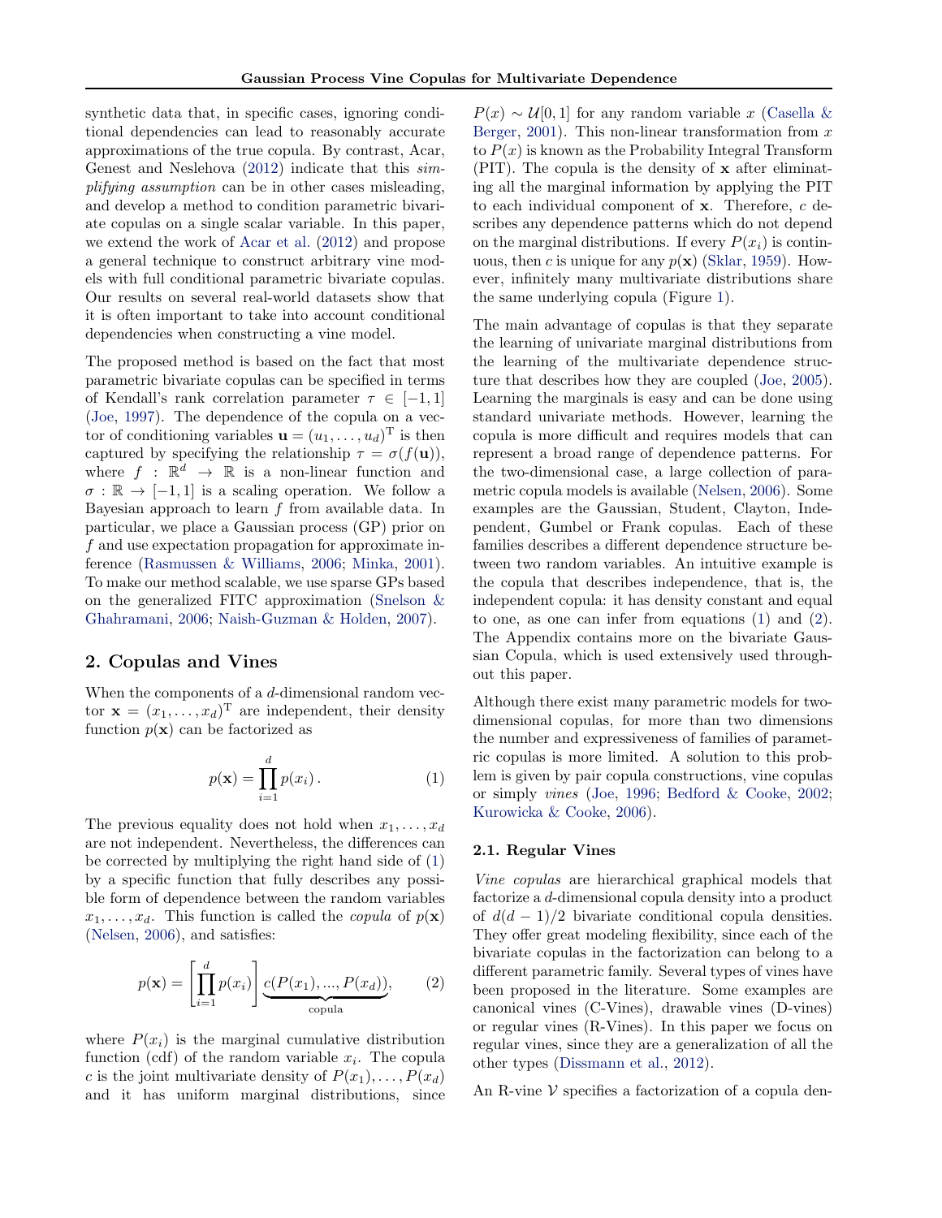synthetic data that, in specific cases, ignoring conditional dependencies can lead to reasonably accurate approximations of the true copula. By contrast, Acar, Genest and Neslehova (2012) indicate that this *simplifying assumption* can be in other cases misleading, and develop a method to condition parametric bivariate copulas on a single scalar variable. In this paper, we extend the work of Acar et al. (2012) and propose a general technique to construct arbitrary vine models with full conditional parametric bivariate copulas. Our results on several real-world datasets show that it is often important to take into account conditional dependencies when constructing a vine model.

The proposed method is based on the fact that most parametric bivariate copulas can be specified in terms of Kendall's rank correlation parameter $\tau \in [-1, 1]$ (Joe, 1997). The dependence of the copula on a vector of conditioning variables $\mathbf{u} = (u_1, \ldots, u_d)^{\mathrm{T}}$ is then captured by specifying the relationship $\tau = \sigma(f(\mathbf{u}))$, where $f : \mathbb{R}^d \to \mathbb{R}$ is a non-linear function and $\sigma : \mathbb{R} \to [-1, 1]$ is a scaling operation. We follow a Bayesian approach to learn $f$ from available data. In particular, we place a Gaussian process (GP) prior on $f$ and use expectation propagation for approximate inference (Rasmussen & Williams, 2006; Minka, 2001). To make our method scalable, we use sparse GPs based on the generalized FITC approximation (Snelson & Ghahramani, 2006; Naish-Guzman & Holden, 2007).

## 2. Copulas and Vines

When the components of a $d$-dimensional random vector $\mathbf{x} = (x_1, \ldots, x_d)^{\mathrm{T}}$ are independent, their density function $p(\mathbf{x})$ can be factorized as

$$p(\mathbf{x}) = \prod_{i=1}^{d} p(x_i)\,. \tag{1}$$

The previous equality does not hold when $x_1, \ldots, x_d$ are not independent. Nevertheless, the differences can be corrected by multiplying the right hand side of (1) by a specific function that fully describes any possible form of dependence between the random variables $x_1, \ldots, x_d$. This function is called the *copula* of $p(\mathbf{x})$ (Nelsen, 2006), and satisfies:

$$p(\mathbf{x}) = \left[\prod_{i=1}^{d} p(x_i)\right] \underbrace{c(P(x_1), ..., P(x_d))}_{\text{copula}}, \tag{2}$$

where $P(x_i)$ is the marginal cumulative distribution function (cdf) of the random variable $x_i$. The copula $c$ is the joint multivariate density of $P(x_1), \ldots, P(x_d)$ and it has uniform marginal distributions, since $P(x) \sim \mathcal{U}[0, 1]$ for any random variable $x$ (Casella & Berger, 2001). This non-linear transformation from $x$ to $P(x)$ is known as the Probability Integral Transform (PIT). The copula is the density of $\mathbf{x}$ after eliminating all the marginal information by applying the PIT to each individual component of $\mathbf{x}$. Therefore, $c$ describes any dependence patterns which do not depend on the marginal distributions. If every $P(x_i)$ is continuous, then $c$ is unique for any $p(\mathbf{x})$ (Sklar, 1959). However, infinitely many multivariate distributions share the same underlying copula (Figure 1).

The main advantage of copulas is that they separate the learning of univariate marginal distributions from the learning of the multivariate dependence structure that describes how they are coupled (Joe, 2005). Learning the marginals is easy and can be done using standard univariate methods. However, learning the copula is more difficult and requires models that can represent a broad range of dependence patterns. For the two-dimensional case, a large collection of parametric copula models is available (Nelsen, 2006). Some examples are the Gaussian, Student, Clayton, Independent, Gumbel or Frank copulas. Each of these families describes a different dependence structure between two random variables. An intuitive example is the copula that describes independence, that is, the independent copula: it has density constant and equal to one, as one can infer from equations (1) and (2). The Appendix contains more on the bivariate Gaussian Copula, which is used extensively used throughout this paper.

Although there exist many parametric models for two-dimensional copulas, for more than two dimensions the number and expressiveness of families of parametric copulas is more limited. A solution to this problem is given by pair copula constructions, vine copulas or simply *vines* (Joe, 1996; Bedford & Cooke, 2002; Kurowicka & Cooke, 2006).

### 2.1. Regular Vines

*Vine copulas* are hierarchical graphical models that factorize a $d$-dimensional copula density into a product of $d(d-1)/2$ bivariate conditional copula densities. They offer great modeling flexibility, since each of the bivariate copulas in the factorization can belong to a different parametric family. Several types of vines have been proposed in the literature. Some examples are canonical vines (C-Vines), drawable vines (D-vines) or regular vines (R-Vines). In this paper we focus on regular vines, since they are a generalization of all the other types (Dissmann et al., 2012).

An R-vine $\mathcal{V}$ specifies a factorization of a copula den-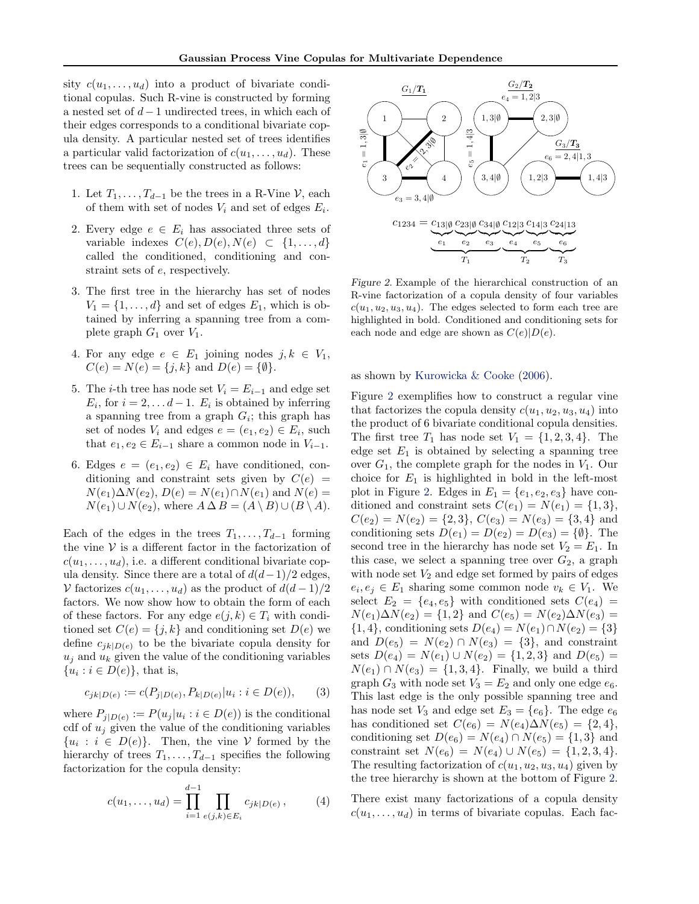sity $c(u_1, \ldots, u_d)$ into a product of bivariate conditional copulas. Such R-vine is constructed by forming a nested set of $d-1$ undirected trees, in which each of their edges corresponds to a conditional bivariate copula density. A particular nested set of trees identifies a particular valid factorization of $c(u_1, \ldots, u_d)$. These trees can be sequentially constructed as follows:

1. Let $T_1, \ldots, T_{d-1}$ be the trees in a R-Vine $\mathcal{V}$, each of them with set of nodes $V_i$ and set of edges $E_i$.
2. Every edge $e \in E_i$ has associated three sets of variable indexes $C(e), D(e), N(e) \subset \{1, \ldots, d\}$ called the conditioned, conditioning and constraint sets of $e$, respectively.
3. The first tree in the hierarchy has set of nodes $V_1 = \{1, \ldots, d\}$ and set of edges $E_1$, which is obtained by inferring a spanning tree from a complete graph $G_1$ over $V_1$.
4. For any edge $e \in E_1$ joining nodes $j, k \in V_1$, $C(e) = N(e) = \{j, k\}$ and $D(e) = \{\emptyset\}$.
5. The $i$-th tree has node set $V_i = E_{i-1}$ and edge set $E_i$, for $i = 2, \ldots d-1$. $E_i$ is obtained by inferring a spanning tree from a graph $G_i$; this graph has set of nodes $V_i$ and edges $e = (e_1, e_2) \in E_i$, such that $e_1, e_2 \in E_{i-1}$ share a common node in $V_{i-1}$.
6. Edges $e = (e_1, e_2) \in E_i$ have conditioned, conditioning and constraint sets given by $C(e) = N(e_1) \Delta N(e_2)$, $D(e) = N(e_1) \cap N(e_1)$ and $N(e) = N(e_1) \cup N(e_2)$, where $A \,\Delta\, B = (A \setminus B) \cup (B \setminus A)$.

Each of the edges in the trees $T_1, \ldots, T_{d-1}$ forming the vine $\mathcal{V}$ is a different factor in the factorization of $c(u_1, \ldots, u_d)$, i.e. a different conditional bivariate copula density. Since there are a total of $d(d-1)/2$ edges, $\mathcal{V}$ factorizes $c(u_1, \ldots, u_d)$ as the product of $d(d-1)/2$ factors. We now show how to obtain the form of each of these factors. For any edge $e(j, k) \in T_i$ with conditioned set $C(e) = \{j, k\}$ and conditioning set $D(e)$ we define $c_{jk|D(e)}$ to be the bivariate copula density for $u_j$ and $u_k$ given the value of the conditioning variables $\{u_i : i \in D(e)\}$, that is,

$$c_{jk|D(e)} := c(P_{j|D(e)}, P_{k|D(e)} | u_i : i \in D(e)), \qquad (3)$$

where $P_{j|D(e)} := P(u_j | u_i : i \in D(e))$ is the conditional cdf of $u_j$ given the value of the conditioning variables $\{u_i : i \in D(e)\}$. Then, the vine $\mathcal{V}$ formed by the hierarchy of trees $T_1, \ldots, T_{d-1}$ specifies the following factorization for the copula density:

$$c(u_1, \ldots, u_d) = \prod_{i=1}^{d-1} \prod_{e(j,k) \in E_i} c_{jk|D(e)}\,, \qquad (4)$$

$$c_{1234} = \underbrace{\underbrace{c_{13|\emptyset}}_{e_1}\, \underbrace{c_{23|\emptyset}}_{e_2}\, \underbrace{c_{34|\emptyset}}_{e_3}}_{T_1}\, \underbrace{\underbrace{c_{12|3}}_{e_4}\, \underbrace{c_{14|3}}_{e_5}}_{T_2}\, \underbrace{\underbrace{c_{24|13}}_{e_6}}_{T_3}$$

*Figure 2.* Example of the hierarchical construction of an R-vine factorization of a copula density of four variables $c(u_1, u_2, u_3, u_4)$. The edges selected to form each tree are highlighted in bold. Conditioned and conditioning sets for each node and edge are shown as $C(e)|D(e)$.

as shown by Kurowicka & Cooke (2006).

Figure 2 exemplifies how to construct a regular vine that factorizes the copula density $c(u_1, u_2, u_3, u_4)$ into the product of 6 bivariate conditional copula densities. The first tree $T_1$ has node set $V_1 = \{1, 2, 3, 4\}$. The edge set $E_1$ is obtained by selecting a spanning tree over $G_1$, the complete graph for the nodes in $V_1$. Our choice for $E_1$ is highlighted in bold in the left-most plot in Figure 2. Edges in $E_1 = \{e_1, e_2, e_3\}$ have conditioned and constraint sets $C(e_1) = N(e_1) = \{1, 3\}$, $C(e_2) = N(e_2) = \{2, 3\}$, $C(e_3) = N(e_3) = \{3, 4\}$ and conditioning sets $D(e_1) = D(e_2) = D(e_3) = \{\emptyset\}$. The second tree in the hierarchy has node set $V_2 = E_1$. In this case, we select a spanning tree over $G_2$, a graph with node set $V_2$ and edge set formed by pairs of edges $e_i, e_j \in E_1$ sharing some common node $v_k \in V_1$. We select $E_2 = \{e_4, e_5\}$ with conditioned sets $C(e_4) = N(e_1) \Delta N(e_2) = \{1, 2\}$ and $C(e_5) = N(e_2) \Delta N(e_3) = \{1, 4\}$, conditioning sets $D(e_4) = N(e_1) \cap N(e_2) = \{3\}$ and $D(e_5) = N(e_2) \cap N(e_3) = \{3\}$, and constraint sets $D(e_4) = N(e_1) \cup N(e_2) = \{1, 2, 3\}$ and $D(e_5) = N(e_1) \cap N(e_3) = \{1, 3, 4\}$. Finally, we build a third graph $G_3$ with node set $V_3 = E_2$ and only one edge $e_6$. This last edge is the only possible spanning tree and has node set $V_3$ and edge set $E_3 = \{e_6\}$. The edge $e_6$ has conditioned set $C(e_6) = N(e_4) \Delta N(e_5) = \{2, 4\}$, conditioning set $D(e_6) = N(e_4) \cap N(e_5) = \{1, 3\}$ and constraint set $N(e_6) = N(e_4) \cup N(e_5) = \{1, 2, 3, 4\}$. The resulting factorization of $c(u_1, u_2, u_3, u_4)$ given by the tree hierarchy is shown at the bottom of Figure 2.

There exist many factorizations of a copula density $c(u_1, \ldots, u_d)$ in terms of bivariate copulas. Each fac-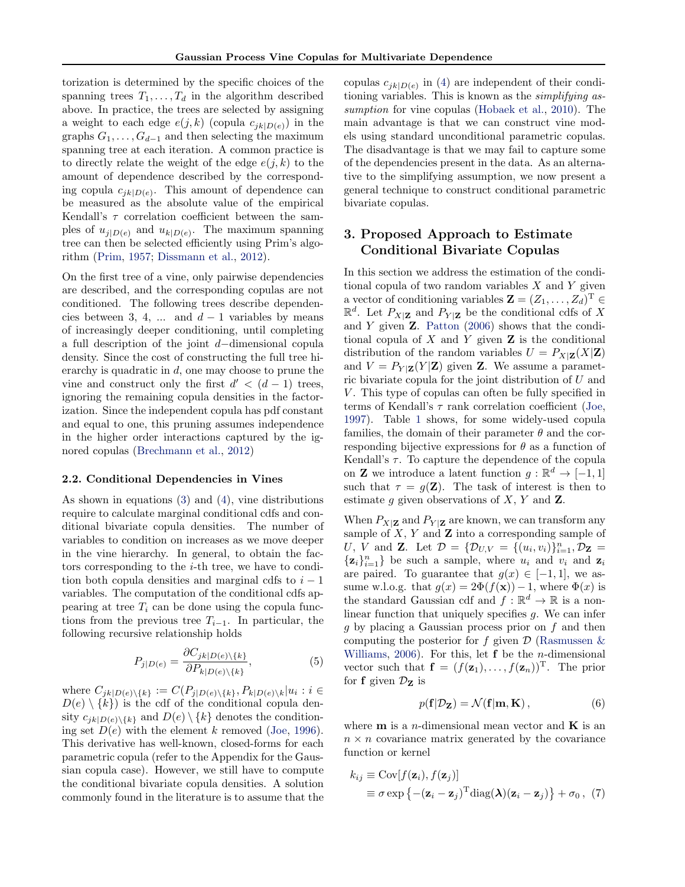torization is determined by the specific choices of the spanning trees $T_1, \ldots, T_d$ in the algorithm described above. In practice, the trees are selected by assigning a weight to each edge $e(j,k)$ (copula $c_{jk|D(e)}$) in the graphs $G_1, \ldots, G_{d-1}$ and then selecting the maximum spanning tree at each iteration. A common practice is to directly relate the weight of the edge $e(j,k)$ to the amount of dependence described by the corresponding copula $c_{jk|D(e)}$. This amount of dependence can be measured as the absolute value of the empirical Kendall's $\tau$ correlation coefficient between the samples of $u_{j|D(e)}$ and $u_{k|D(e)}$. The maximum spanning tree can then be selected efficiently using Prim's algorithm (Prim, 1957; Dissmann et al., 2012).

On the first tree of a vine, only pairwise dependencies are described, and the corresponding copulas are not conditioned. The following trees describe dependencies between 3, 4, ... and $d-1$ variables by means of increasingly deeper conditioning, until completing a full description of the joint $d-$dimensional copula density. Since the cost of constructing the full tree hierarchy is quadratic in $d$, one may choose to prune the vine and construct only the first $d' < (d-1)$ trees, ignoring the remaining copula densities in the factorization. Since the independent copula has pdf constant and equal to one, this pruning assumes independence in the higher order interactions captured by the ignored copulas (Brechmann et al., 2012)

### 2.2. Conditional Dependencies in Vines

As shown in equations (3) and (4), vine distributions require to calculate marginal conditional cdfs and conditional bivariate copula densities. The number of variables to condition on increases as we move deeper in the vine hierarchy. In general, to obtain the factors corresponding to the $i$-th tree, we have to condition both copula densities and marginal cdfs to $i-1$ variables. The computation of the conditional cdfs appearing at tree $T_i$ can be done using the copula functions from the previous tree $T_{i-1}$. In particular, the following recursive relationship holds

$$P_{j|D(e)} = \frac{\partial C_{jk|D(e)\setminus\{k\}}}{\partial P_{k|D(e)\setminus\{k\}}}, \quad (5)$$

where $C_{jk|D(e)\setminus\{k\}} := C(P_{j|D(e)\setminus\{k\}}, P_{k|D(e)\setminus k}|u_i : i \in D(e)\setminus\{k\})$ is the cdf of the conditional copula density $c_{jk|D(e)\setminus\{k\}}$ and $D(e)\setminus\{k\}$ denotes the conditioning set $D(e)$ with the element $k$ removed (Joe, 1996). This derivative has well-known, closed-forms for each parametric copula (refer to the Appendix for the Gaussian copula case). However, we still have to compute the conditional bivariate copula densities. A solution commonly found in the literature is to assume that the copulas $c_{jk|D(e)}$ in (4) are independent of their conditioning variables. This is known as the *simplifying assumption* for vine copulas (Hobaek et al., 2010). The main advantage is that we can construct vine models using standard unconditional parametric copulas. The disadvantage is that we may fail to capture some of the dependencies present in the data. As an alternative to the simplifying assumption, we now present a general technique to construct conditional parametric bivariate copulas.

## 3. Proposed Approach to Estimate Conditional Bivariate Copulas

In this section we address the estimation of the conditional copula of two random variables $X$ and $Y$ given a vector of conditioning variables $\mathbf{Z} = (Z_1, \ldots, Z_d)^{\mathrm{T}} \in \mathbb{R}^d$. Let $P_{X|\mathbf{Z}}$ and $P_{Y|\mathbf{Z}}$ be the conditional cdfs of $X$ and $Y$ given $\mathbf{Z}$. Patton (2006) shows that the conditional copula of $X$ and $Y$ given $\mathbf{Z}$ is the conditional distribution of the random variables $U = P_{X|\mathbf{Z}}(X|\mathbf{Z})$ and $V = P_{Y|\mathbf{Z}}(Y|\mathbf{Z})$ given $\mathbf{Z}$. We assume a parametric bivariate copula for the joint distribution of $U$ and $V$. This type of copulas can often be fully specified in terms of Kendall's $\tau$ rank correlation coefficient (Joe, 1997). Table 1 shows, for some widely-used copula families, the domain of their parameter $\theta$ and the corresponding bijective expressions for $\theta$ as a function of Kendall's $\tau$. To capture the dependence of the copula on $\mathbf{Z}$ we introduce a latent function $g : \mathbb{R}^d \to [-1,1]$ such that $\tau = g(\mathbf{Z})$. The task of interest is then to estimate $g$ given observations of $X$, $Y$ and $\mathbf{Z}$.

When $P_{X|\mathbf{Z}}$ and $P_{Y|\mathbf{Z}}$ are known, we can transform any sample of $X$, $Y$ and $\mathbf{Z}$ into a corresponding sample of $U$, $V$ and $\mathbf{Z}$. Let $\mathcal{D} = \{\mathcal{D}_{U,V} = \{(u_i, v_i)\}_{i=1}^n, \mathcal{D}_{\mathbf{Z}} = \{\mathbf{z}_i\}_{i=1}^n\}$ be such a sample, where $u_i$ and $v_i$ and $\mathbf{z}_i$ are paired. To guarantee that $g(x) \in [-1,1]$, we assume w.l.o.g. that $g(x) = 2\Phi(f(\mathbf{x})) - 1$, where $\Phi(x)$ is the standard Gaussian cdf and $f : \mathbb{R}^d \to \mathbb{R}$ is a nonlinear function that uniquely specifies $g$. We can infer $g$ by placing a Gaussian process prior on $f$ and then computing the posterior for $f$ given $\mathcal{D}$ (Rasmussen & Williams, 2006). For this, let $\mathbf{f}$ be the $n$-dimensional vector such that $\mathbf{f} = (f(\mathbf{z}_1), \ldots, f(\mathbf{z}_n))^{\mathrm{T}}$. The prior for $\mathbf{f}$ given $\mathcal{D}_{\mathbf{Z}}$ is

$$p(\mathbf{f}|\mathcal{D}_{\mathbf{Z}}) = \mathcal{N}(\mathbf{f}|\mathbf{m}, \mathbf{K}), \quad (6)$$

where $\mathbf{m}$ is a $n$-dimensional mean vector and $\mathbf{K}$ is an $n \times n$ covariance matrix generated by the covariance function or kernel

$$\begin{aligned} k_{ij} &\equiv \mathrm{Cov}[f(\mathbf{z}_i), f(\mathbf{z}_j)] \\ &\equiv \sigma \exp\left\{-(\mathbf{z}_i - \mathbf{z}_j)^{\mathrm{T}} \mathrm{diag}(\boldsymbol{\lambda})(\mathbf{z}_i - \mathbf{z}_j)\right\} + \sigma_0, \quad (7) \end{aligned}$$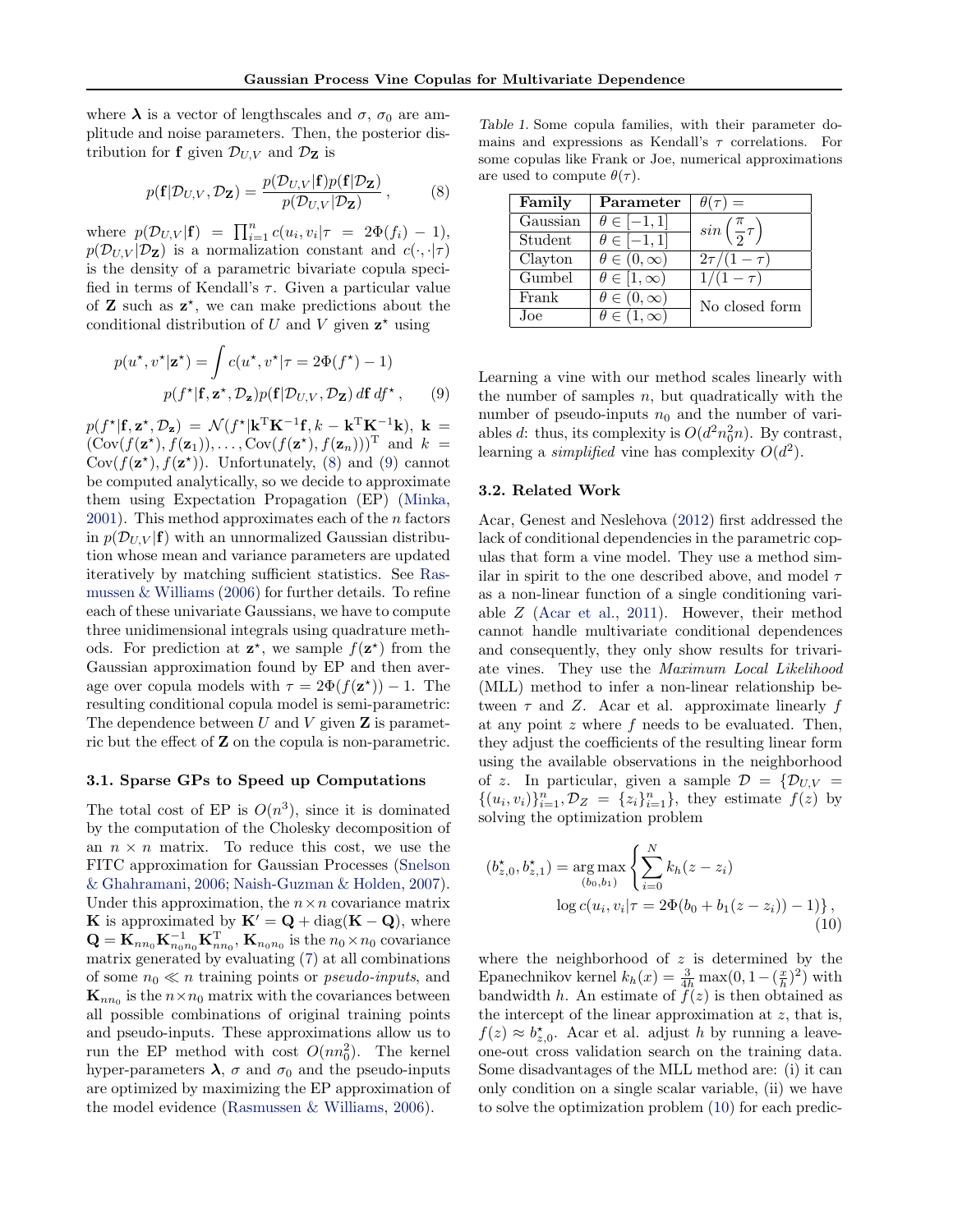where $\boldsymbol{\lambda}$ is a vector of lengthscales and $\sigma$, $\sigma_0$ are amplitude and noise parameters. Then, the posterior distribution for $\mathbf{f}$ given $\mathcal{D}_{U,V}$ and $\mathcal{D}_{\mathbf{Z}}$ is

$$p(\mathbf{f}|\mathcal{D}_{U,V}, \mathcal{D}_{\mathbf{Z}}) = \frac{p(\mathcal{D}_{U,V}|\mathbf{f})p(\mathbf{f}|\mathcal{D}_{\mathbf{Z}})}{p(\mathcal{D}_{U,V}|\mathcal{D}_{\mathbf{Z}})}, \tag{8}$$

where $p(\mathcal{D}_{U,V}|\mathbf{f}) = \prod_{i=1}^{n} c(u_i, v_i|\tau = 2\Phi(f_i) - 1)$, $p(\mathcal{D}_{U,V}|\mathcal{D}_{\mathbf{Z}})$ is a normalization constant and $c(\cdot,\cdot|\tau)$ is the density of a parametric bivariate copula specified in terms of Kendall's $\tau$. Given a particular value of $\mathbf{Z}$ such as $\mathbf{z}^\star$, we can make predictions about the conditional distribution of $U$ and $V$ given $\mathbf{z}^\star$ using

$$p(u^\star, v^\star|\mathbf{z}^\star) = \int c(u^\star, v^\star|\tau = 2\Phi(f^\star) - 1) \\ p(f^\star|\mathbf{f}, \mathbf{z}^\star, \mathcal{D}_{\mathbf{z}})p(\mathbf{f}|\mathcal{D}_{U,V}, \mathcal{D}_{\mathbf{Z}})\, d\mathbf{f}\, df^\star, \tag{9}$$

$p(f^\star|\mathbf{f}, \mathbf{z}^\star, \mathcal{D}_{\mathbf{z}}) = \mathcal{N}(f^\star|\mathbf{k}^{\mathrm{T}}\mathbf{K}^{-1}\mathbf{f}, k - \mathbf{k}^{\mathrm{T}}\mathbf{K}^{-1}\mathbf{k})$, $\mathbf{k} = (\mathrm{Cov}(f(\mathbf{z}^\star), f(\mathbf{z}_1)), \ldots, \mathrm{Cov}(f(\mathbf{z}^\star), f(\mathbf{z}_n)))^{\mathrm{T}}$ and $k = \mathrm{Cov}(f(\mathbf{z}^\star), f(\mathbf{z}^\star))$. Unfortunately, (8) and (9) cannot be computed analytically, so we decide to approximate them using Expectation Propagation (EP) (Minka, 2001). This method approximates each of the $n$ factors in $p(\mathcal{D}_{U,V}|\mathbf{f})$ with an unnormalized Gaussian distribution whose mean and variance parameters are updated iteratively by matching sufficient statistics. See Rasmussen & Williams (2006) for further details. To refine each of these univariate Gaussians, we have to compute three unidimensional integrals using quadrature methods. For prediction at $\mathbf{z}^\star$, we sample $f(\mathbf{z}^\star)$ from the Gaussian approximation found by EP and then average over copula models with $\tau = 2\Phi(f(\mathbf{z}^\star)) - 1$. The resulting conditional copula model is semi-parametric: The dependence between $U$ and $V$ given $\mathbf{Z}$ is parametric but the effect of $\mathbf{Z}$ on the copula is non-parametric.

### 3.1. Sparse GPs to Speed up Computations

The total cost of EP is $O(n^3)$, since it is dominated by the computation of the Cholesky decomposition of an $n \times n$ matrix. To reduce this cost, we use the FITC approximation for Gaussian Processes (Snelson & Ghahramani, 2006; Naish-Guzman & Holden, 2007). Under this approximation, the $n \times n$ covariance matrix $\mathbf{K}$ is approximated by $\mathbf{K}' = \mathbf{Q} + \mathrm{diag}(\mathbf{K} - \mathbf{Q})$, where $\mathbf{Q} = \mathbf{K}_{nn_0}\mathbf{K}_{n_0n_0}^{-1}\mathbf{K}_{nn_0}^{\mathrm{T}}$, $\mathbf{K}_{n_0n_0}$ is the $n_0 \times n_0$ covariance matrix generated by evaluating (7) at all combinations of some $n_0 \ll n$ training points or *pseudo-inputs*, and $\mathbf{K}_{nn_0}$ is the $n \times n_0$ matrix with the covariances between all possible combinations of original training points and pseudo-inputs. These approximations allow us to run the EP method with cost $O(nn_0^2)$. The kernel hyper-parameters $\boldsymbol{\lambda}$, $\sigma$ and $\sigma_0$ and the pseudo-inputs are optimized by maximizing the EP approximation of the model evidence (Rasmussen & Williams, 2006).

*Table 1.* Some copula families, with their parameter domains and expressions as Kendall's $\tau$ correlations. For some copulas like Frank or Joe, numerical approximations are used to compute $\theta(\tau)$.

| **Family** | **Parameter** | $\theta(\tau) =$ |
|---|---|---|
| Gaussian | $\theta \in [-1, 1]$ | $sin\left(\frac{\pi}{2}\tau\right)$ |
| Student | $\theta \in [-1, 1]$ | |
| Clayton | $\theta \in (0, \infty)$ | $2\tau/(1-\tau)$ |
| Gumbel | $\theta \in [1, \infty)$ | $1/(1-\tau)$ |
| Frank | $\theta \in (0, \infty)$ | No closed form |
| Joe | $\theta \in (1, \infty)$ | |

Learning a vine with our method scales linearly with the number of samples $n$, but quadratically with the number of pseudo-inputs $n_0$ and the number of variables $d$: thus, its complexity is $O(d^2 n_0^2 n)$. By contrast, learning a *simplified* vine has complexity $O(d^2)$.

### 3.2. Related Work

Acar, Genest and Neslehova (2012) first addressed the lack of conditional dependencies in the parametric copulas that form a vine model. They use a method similar in spirit to the one described above, and model $\tau$ as a non-linear function of a single conditioning variable $Z$ (Acar et al., 2011). However, their method cannot handle multivariate conditional dependences and consequently, they only show results for trivariate vines. They use the *Maximum Local Likelihood* (MLL) method to infer a non-linear relationship between $\tau$ and $Z$. Acar et al. approximate linearly $f$ at any point $z$ where $f$ needs to be evaluated. Then, they adjust the coefficients of the resulting linear form using the available observations in the neighborhood of $z$. In particular, given a sample $\mathcal{D} = \{\mathcal{D}_{U,V} = \{(u_i, v_i)\}_{i=1}^n, \mathcal{D}_Z = \{z_i\}_{i=1}^n\}$, they estimate $f(z)$ by solving the optimization problem

$$(b_{z,0}^\star, b_{z,1}^\star) = \underset{(b_0, b_1)}{\arg\max} \left\{ \sum_{i=0}^{N} k_h(z - z_i) \right. \\ \left. \log c(u_i, v_i|\tau = 2\Phi(b_0 + b_1(z - z_i)) - 1) \right\}, \tag{10}$$

where the neighborhood of $z$ is determined by the Epanechnikov kernel $k_h(x) = \frac{3}{4h}\max(0, 1 - (\frac{x}{h})^2)$ with bandwidth $h$. An estimate of $f(z)$ is then obtained as the intercept of the linear approximation at $z$, that is, $f(z) \approx b_{z,0}^\star$. Acar et al. adjust $h$ by running a leave-one-out cross validation search on the training data. Some disadvantages of the MLL method are: (i) it can only condition on a single scalar variable, (ii) we have to solve the optimization problem (10) for each predic-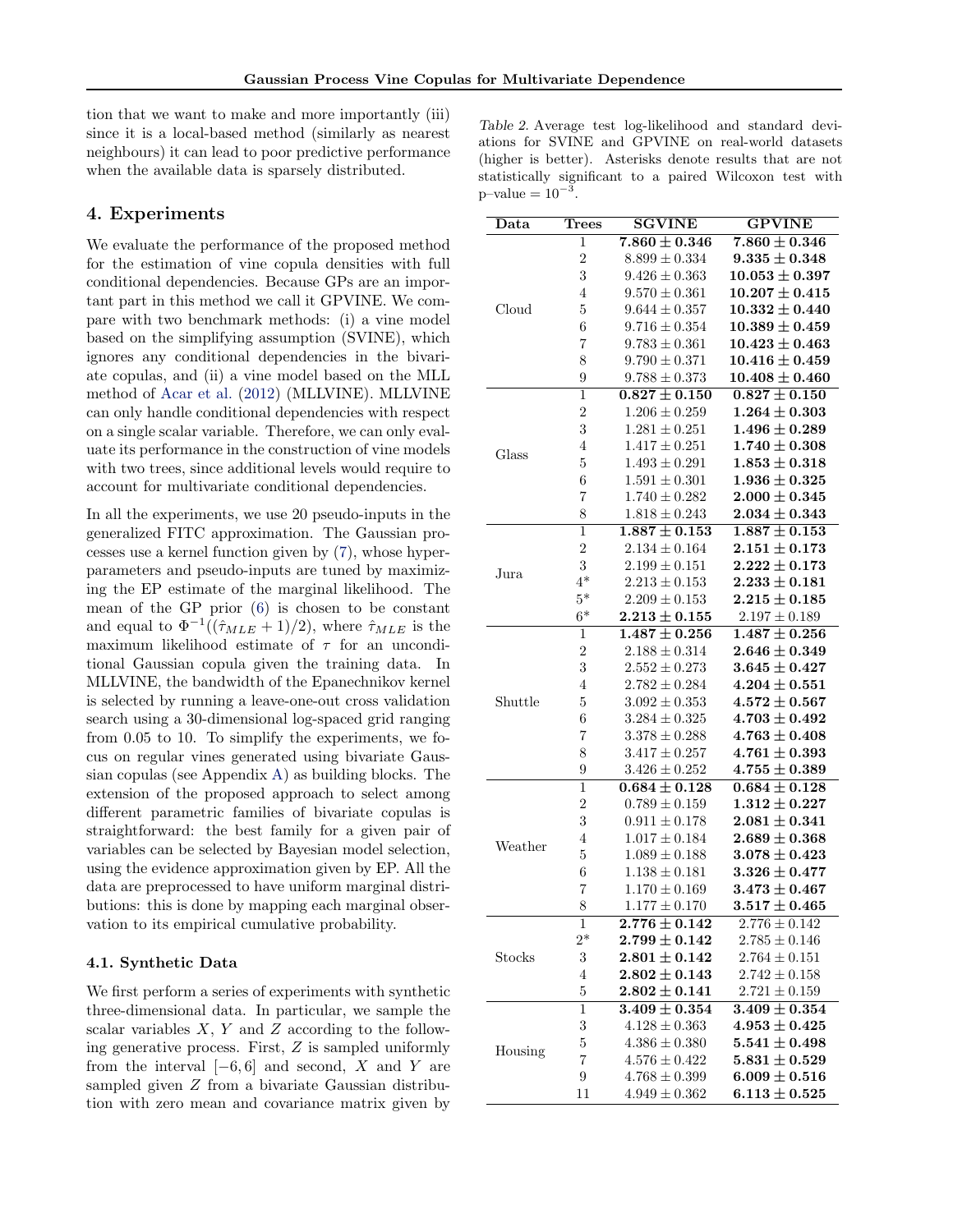tion that we want to make and more importantly (iii) since it is a local-based method (similarly as nearest neighbours) it can lead to poor predictive performance when the available data is sparsely distributed.

## 4. Experiments

We evaluate the performance of the proposed method for the estimation of vine copula densities with full conditional dependencies. Because GPs are an important part in this method we call it GPVINE. We compare with two benchmark methods: (i) a vine model based on the simplifying assumption (SVINE), which ignores any conditional dependencies in the bivariate copulas, and (ii) a vine model based on the MLL method of Acar et al. (2012) (MLLVINE). MLLVINE can only handle conditional dependencies with respect on a single scalar variable. Therefore, we can only evaluate its performance in the construction of vine models with two trees, since additional levels would require to account for multivariate conditional dependencies.

In all the experiments, we use 20 pseudo-inputs in the generalized FITC approximation. The Gaussian processes use a kernel function given by (7), whose hyperparameters and pseudo-inputs are tuned by maximizing the EP estimate of the marginal likelihood. The mean of the GP prior (6) is chosen to be constant and equal to $\Phi^{-1}((\hat{\tau}_{MLE} + 1)/2)$, where $\hat{\tau}_{MLE}$ is the maximum likelihood estimate of $\tau$ for an unconditional Gaussian copula given the training data. In MLLVINE, the bandwidth of the Epanechnikov kernel is selected by running a leave-one-out cross validation search using a 30-dimensional log-spaced grid ranging from 0.05 to 10. To simplify the experiments, we focus on regular vines generated using bivariate Gaussian copulas (see Appendix A) as building blocks. The extension of the proposed approach to select among different parametric families of bivariate copulas is straightforward: the best family for a given pair of variables can be selected by Bayesian model selection, using the evidence approximation given by EP. All the data are preprocessed to have uniform marginal distributions: this is done by mapping each marginal observation to its empirical cumulative probability.

### 4.1. Synthetic Data

We first perform a series of experiments with synthetic three-dimensional data. In particular, we sample the scalar variables $X$, $Y$ and $Z$ according to the following generative process. First, $Z$ is sampled uniformly from the interval $[-6, 6]$ and second, $X$ and $Y$ are sampled given $Z$ from a bivariate Gaussian distribution with zero mean and covariance matrix given by

*Table 2.* Average test log-likelihood and standard deviations for SVINE and GPVINE on real-world datasets (higher is better). Asterisks denote results that are not statistically significant to a paired Wilcoxon test with p–value $= 10^{-3}$.

| Data | Trees | SGVINE | GPVINE |
|---|---|---|---|
| Cloud | 1 | **7.860 ± 0.346** | **7.860 ± 0.346** |
| | 2 | 8.899 ± 0.334 | **9.335 ± 0.348** |
| | 3 | 9.426 ± 0.363 | **10.053 ± 0.397** |
| | 4 | 9.570 ± 0.361 | **10.207 ± 0.415** |
| | 5 | 9.644 ± 0.357 | **10.332 ± 0.440** |
| | 6 | 9.716 ± 0.354 | **10.389 ± 0.459** |
| | 7 | 9.783 ± 0.361 | **10.423 ± 0.463** |
| | 8 | 9.790 ± 0.371 | **10.416 ± 0.459** |
| | 9 | 9.788 ± 0.373 | **10.408 ± 0.460** |
| Glass | 1 | **0.827 ± 0.150** | **0.827 ± 0.150** |
| | 2 | 1.206 ± 0.259 | **1.264 ± 0.303** |
| | 3 | 1.281 ± 0.251 | **1.496 ± 0.289** |
| | 4 | 1.417 ± 0.251 | **1.740 ± 0.308** |
| | 5 | 1.493 ± 0.291 | **1.853 ± 0.318** |
| | 6 | 1.591 ± 0.301 | **1.936 ± 0.325** |
| | 7 | 1.740 ± 0.282 | **2.000 ± 0.345** |
| | 8 | 1.818 ± 0.243 | **2.034 ± 0.343** |
| Jura | 1 | **1.887 ± 0.153** | **1.887 ± 0.153** |
| | 2 | 2.134 ± 0.164 | **2.151 ± 0.173** |
| | 3 | 2.199 ± 0.151 | **2.222 ± 0.173** |
| | 4* | 2.213 ± 0.153 | **2.233 ± 0.181** |
| | 5* | 2.209 ± 0.153 | **2.215 ± 0.185** |
| | 6* | **2.213 ± 0.155** | 2.197 ± 0.189 |
| Shuttle | 1 | **1.487 ± 0.256** | **1.487 ± 0.256** |
| | 2 | 2.188 ± 0.314 | **2.646 ± 0.349** |
| | 3 | 2.552 ± 0.273 | **3.645 ± 0.427** |
| | 4 | 2.782 ± 0.284 | **4.204 ± 0.551** |
| | 5 | 3.092 ± 0.353 | **4.572 ± 0.567** |
| | 6 | 3.284 ± 0.325 | **4.703 ± 0.492** |
| | 7 | 3.378 ± 0.288 | **4.763 ± 0.408** |
| | 8 | 3.417 ± 0.257 | **4.761 ± 0.393** |
| | 9 | 3.426 ± 0.252 | **4.755 ± 0.389** |
| Weather | 1 | **0.684 ± 0.128** | **0.684 ± 0.128** |
| | 2 | 0.789 ± 0.159 | **1.312 ± 0.227** |
| | 3 | 0.911 ± 0.178 | **2.081 ± 0.341** |
| | 4 | 1.017 ± 0.184 | **2.689 ± 0.368** |
| | 5 | 1.089 ± 0.188 | **3.078 ± 0.423** |
| | 6 | 1.138 ± 0.181 | **3.326 ± 0.477** |
| | 7 | 1.170 ± 0.169 | **3.473 ± 0.467** |
| | 8 | 1.177 ± 0.170 | **3.517 ± 0.465** |
| Stocks | 1 | **2.776 ± 0.142** | 2.776 ± 0.142 |
| | 2* | **2.799 ± 0.142** | 2.785 ± 0.146 |
| | 3 | **2.801 ± 0.142** | 2.764 ± 0.151 |
| | 4 | **2.802 ± 0.143** | 2.742 ± 0.158 |
| | 5 | **2.802 ± 0.141** | 2.721 ± 0.159 |
| Housing | 1 | **3.409 ± 0.354** | **3.409 ± 0.354** |
| | 3 | 4.128 ± 0.363 | **4.953 ± 0.425** |
| | 5 | 4.386 ± 0.380 | **5.541 ± 0.498** |
| | 7 | 4.576 ± 0.422 | **5.831 ± 0.529** |
| | 9 | 4.768 ± 0.399 | **6.009 ± 0.516** |
| | 11 | 4.949 ± 0.362 | **6.113 ± 0.525** |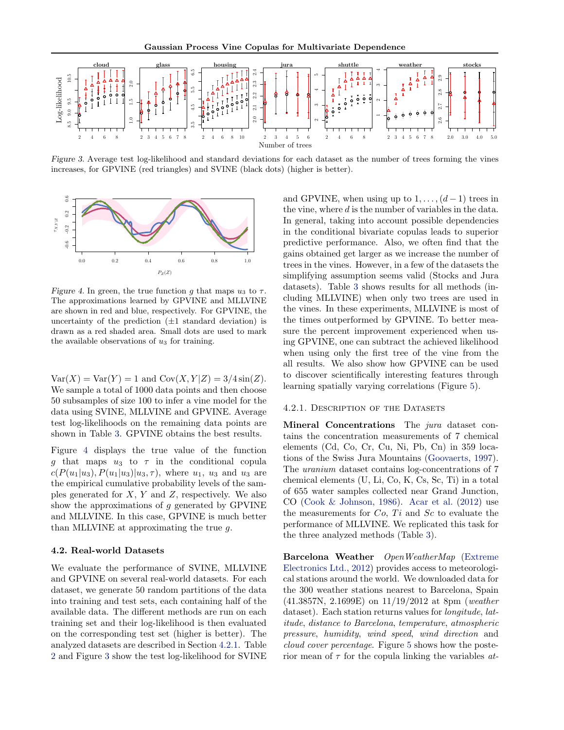Figure 3. Average test log-likelihood and standard deviations for each dataset as the number of trees forming the vines increases, for GPVINE (red triangles) and SVINE (black dots) (higher is better).

Figure 4. In green, the true function $g$ that maps $u_3$ to $\tau$. The approximations learned by GPVINE and MLLVINE are shown in red and blue, respectively. For GPVINE, the uncertainty of the prediction ($\pm 1$ standard deviation) is drawn as a red shaded area. Small dots are used to mark the available observations of $u_3$ for training.

$\text{Var}(X) = \text{Var}(Y) = 1$ and $\text{Cov}(X, Y|Z) = 3/4 \sin(Z)$. We sample a total of 1000 data points and then choose 50 subsamples of size 100 to infer a vine model for the data using SVINE, MLLVINE and GPVINE. Average test log-likelihoods on the remaining data points are shown in Table 3. GPVINE obtains the best results.

Figure 4 displays the true value of the function $g$ that maps $u_3$ to $\tau$ in the conditional copula $c(P(u_1|u_3), P(u_1|u_3)|u_3, \tau)$, where $u_1$, $u_3$ and $u_3$ are the empirical cumulative probability levels of the samples generated for $X$, $Y$ and $Z$, respectively. We also show the approximations of $g$ generated by GPVINE and MLLVINE. In this case, GPVINE is much better than MLLVINE at approximating the true $g$.

### 4.2. Real-world Datasets

We evaluate the performance of SVINE, MLLVINE and GPVINE on several real-world datasets. For each dataset, we generate 50 random partitions of the data into training and test sets, each containing half of the available data. The different methods are run on each training set and their log-likelihood is then evaluated on the corresponding test set (higher is better). The analyzed datasets are described in Section 4.2.1. Table 2 and Figure 3 show the test log-likelihood for SVINE and GPVINE, when using up to $1, \ldots, (d-1)$ trees in the vine, where $d$ is the number of variables in the data. In general, taking into account possible dependencies in the conditional bivariate copulas leads to superior predictive performance. Also, we often find that the gains obtained get larger as we increase the number of trees in the vines. However, in a few of the datasets the simplifying assumption seems valid (Stocks and Jura datasets). Table 3 shows results for all methods (including MLLVINE) when only two trees are used in the vines. In these experiments, MLLVINE is most of the times outperformed by GPVINE. To better measure the percent improvement experienced when using GPVINE, one can subtract the achieved likelihood when using only the first tree of the vine from the all results. We also show how GPVINE can be used to discover scientifically interesting features through learning spatially varying correlations (Figure 5).

#### 4.2.1. Description of the Datasets

**Mineral Concentrations** The *jura* dataset contains the concentration measurements of 7 chemical elements (Cd, Co, Cr, Cu, Ni, Pb, Cn) in 359 locations of the Swiss Jura Mountains (Goovaerts, 1997). The *uranium* dataset contains log-concentrations of 7 chemical elements (U, Li, Co, K, Cs, Sc, Ti) in a total of 655 water samples collected near Grand Junction, CO (Cook & Johnson, 1986). Acar et al. (2012) use the measurements for $Co$, $Ti$ and $Sc$ to evaluate the performance of MLLVINE. We replicated this task for the three analyzed methods (Table 3).

**Barcelona Weather** *OpenWeatherMap* (Extreme Electronics Ltd., 2012) provides access to meteorological stations around the world. We downloaded data for the 300 weather stations nearest to Barcelona, Spain (41.3857N, 2.1699E) on 11/19/2012 at 8pm (*weather* dataset). Each station returns values for *longitude*, *latitude*, *distance to Barcelona*, *temperature*, *atmospheric pressure*, *humidity*, *wind speed*, *wind direction* and *cloud cover percentage*. Figure 5 shows how the posterior mean of $\tau$ for the copula linking the variables *at-*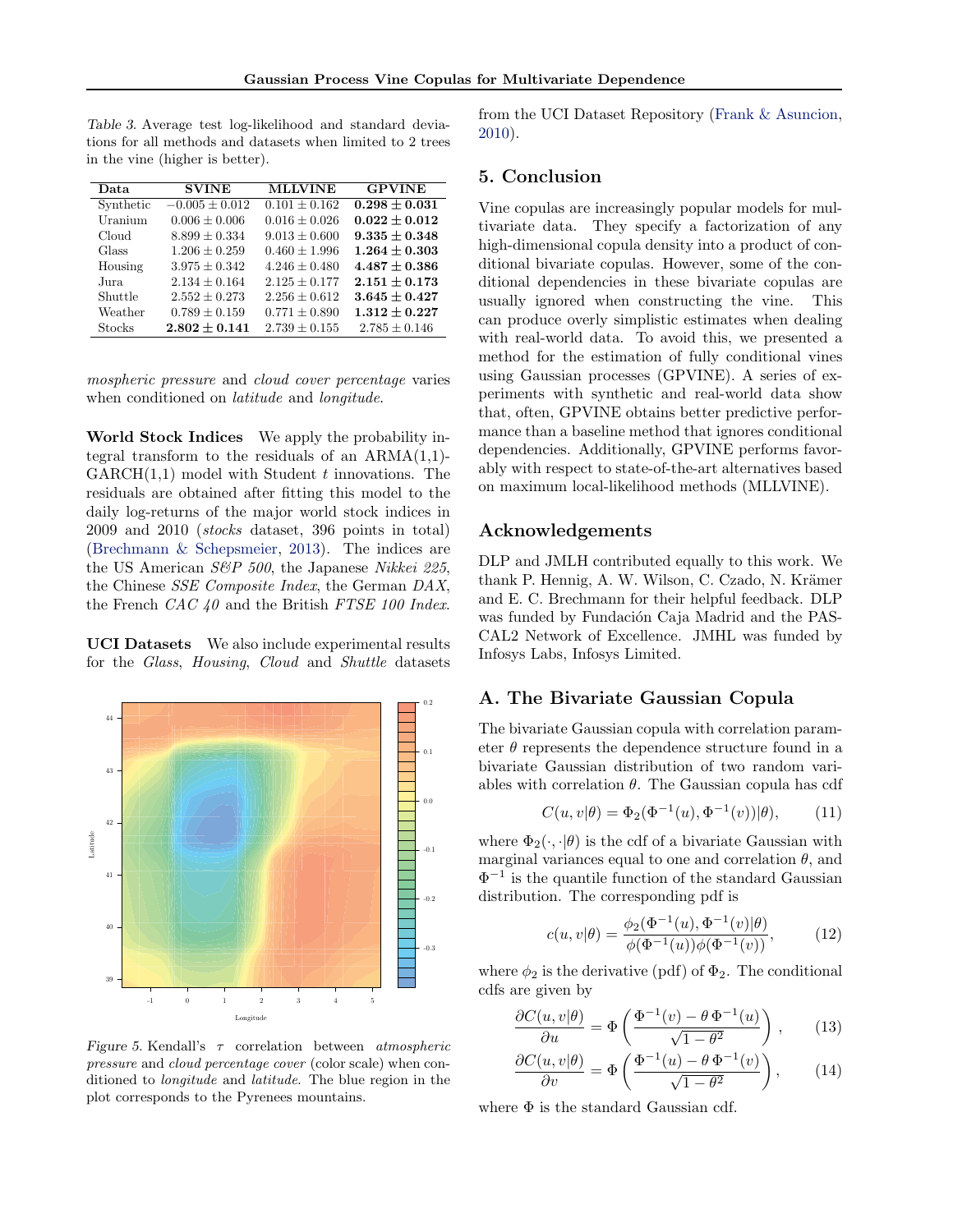Table 3. Average test log-likelihood and standard deviations for all methods and datasets when limited to 2 trees in the vine (higher is better).

| Data | SVINE | MLLVINE | GPVINE |
|---|---|---|---|
| Synthetic | $-0.005 \pm 0.012$ | $0.101 \pm 0.162$ | $\mathbf{0.298 \pm 0.031}$ |
| Uranium | $0.006 \pm 0.006$ | $0.016 \pm 0.026$ | $\mathbf{0.022 \pm 0.012}$ |
| Cloud | $8.899 \pm 0.334$ | $9.013 \pm 0.600$ | $\mathbf{9.335 \pm 0.348}$ |
| Glass | $1.206 \pm 0.259$ | $0.460 \pm 1.996$ | $\mathbf{1.264 \pm 0.303}$ |
| Housing | $3.975 \pm 0.342$ | $4.246 \pm 0.480$ | $\mathbf{4.487 \pm 0.386}$ |
| Jura | $2.134 \pm 0.164$ | $2.125 \pm 0.177$ | $\mathbf{2.151 \pm 0.173}$ |
| Shuttle | $2.552 \pm 0.273$ | $2.256 \pm 0.612$ | $\mathbf{3.645 \pm 0.427}$ |
| Weather | $0.789 \pm 0.159$ | $0.771 \pm 0.890$ | $\mathbf{1.312 \pm 0.227}$ |
| Stocks | $\mathbf{2.802 \pm 0.141}$ | $2.739 \pm 0.155$ | $2.785 \pm 0.146$ |

*mospheric pressure* and *cloud cover percentage* varies when conditioned on *latitude* and *longitude*.

**World Stock Indices** We apply the probability integral transform to the residuals of an ARMA(1,1)-GARCH(1,1) model with Student $t$ innovations. The residuals are obtained after fitting this model to the daily log-returns of the major world stock indices in 2009 and 2010 (*stocks* dataset, 396 points in total) (Brechmann & Schepsmeier, 2013). The indices are the US American *S&P 500*, the Japanese *Nikkei 225*, the Chinese *SSE Composite Index*, the German *DAX*, the French *CAC 40* and the British *FTSE 100 Index*.

**UCI Datasets** We also include experimental results for the *Glass*, *Housing*, *Cloud* and *Shuttle* datasets from the UCI Dataset Repository (Frank & Asuncion, 2010).

Figure 5. Kendall's $\tau$ correlation between *atmospheric pressure* and *cloud percentage cover* (color scale) when conditioned to *longitude* and *latitude*. The blue region in the plot corresponds to the Pyrenees mountains.

## 5. Conclusion

Vine copulas are increasingly popular models for multivariate data. They specify a factorization of any high-dimensional copula density into a product of conditional bivariate copulas. However, some of the conditional dependencies in these bivariate copulas are usually ignored when constructing the vine. This can produce overly simplistic estimates when dealing with real-world data. To avoid this, we presented a method for the estimation of fully conditional vines using Gaussian processes (GPVINE). A series of experiments with synthetic and real-world data show that, often, GPVINE obtains better predictive performance than a baseline method that ignores conditional dependencies. Additionally, GPVINE performs favorably with respect to state-of-the-art alternatives based on maximum local-likelihood methods (MLLVINE).

## Acknowledgements

DLP and JMLH contributed equally to this work. We thank P. Hennig, A. W. Wilson, C. Czado, N. Krämer and E. C. Brechmann for their helpful feedback. DLP was funded by Fundación Caja Madrid and the PASCAL2 Network of Excellence. JMHL was funded by Infosys Labs, Infosys Limited.

## A. The Bivariate Gaussian Copula

The bivariate Gaussian copula with correlation parameter $\theta$ represents the dependence structure found in a bivariate Gaussian distribution of two random variables with correlation $\theta$. The Gaussian copula has cdf

$$C(u, v|\theta) = \Phi_2(\Phi^{-1}(u), \Phi^{-1}(v))|\theta), \qquad (11)$$

where $\Phi_2(\cdot, \cdot|\theta)$ is the cdf of a bivariate Gaussian with marginal variances equal to one and correlation $\theta$, and $\Phi^{-1}$ is the quantile function of the standard Gaussian distribution. The corresponding pdf is

$$c(u, v|\theta) = \frac{\phi_2(\Phi^{-1}(u), \Phi^{-1}(v)|\theta)}{\phi(\Phi^{-1}(u))\phi(\Phi^{-1}(v))}, \qquad (12)$$

where $\phi_2$ is the derivative (pdf) of $\Phi_2$. The conditional cdfs are given by

$$\frac{\partial C(u, v|\theta)}{\partial u} = \Phi\left(\frac{\Phi^{-1}(v) - \theta\, \Phi^{-1}(u)}{\sqrt{1 - \theta^2}}\right), \qquad (13)$$

$$\frac{\partial C(u, v|\theta)}{\partial v} = \Phi\left(\frac{\Phi^{-1}(u) - \theta\, \Phi^{-1}(v)}{\sqrt{1 - \theta^2}}\right), \qquad (14)$$

where $\Phi$ is the standard Gaussian cdf.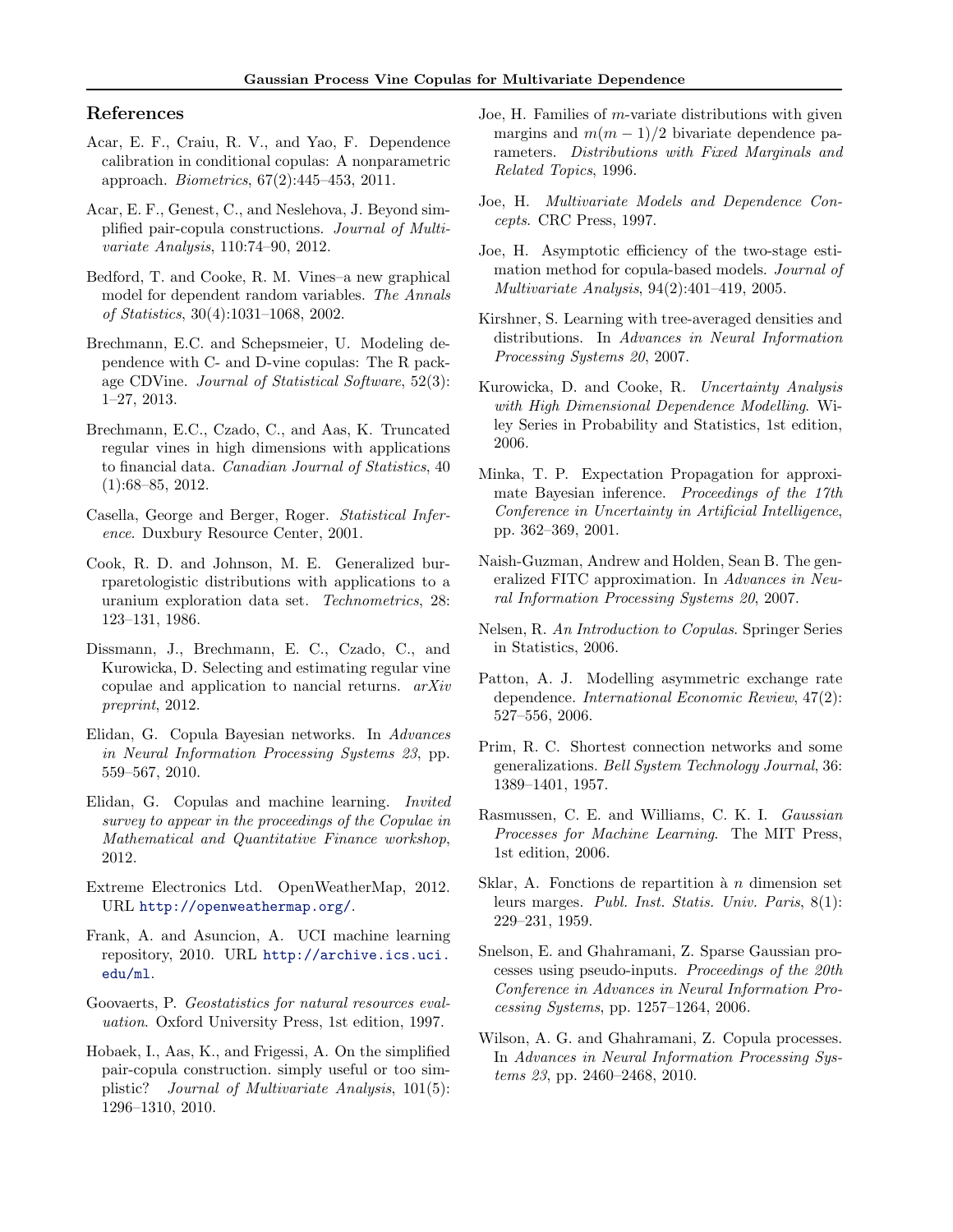## References

Acar, E. F., Craiu, R. V., and Yao, F. Dependence calibration in conditional copulas: A nonparametric approach. *Biometrics*, 67(2):445–453, 2011.

Acar, E. F., Genest, C., and Neslehova, J. Beyond simplified pair-copula constructions. *Journal of Multivariate Analysis*, 110:74–90, 2012.

Bedford, T. and Cooke, R. M. Vines–a new graphical model for dependent random variables. *The Annals of Statistics*, 30(4):1031–1068, 2002.

Brechmann, E.C. and Schepsmeier, U. Modeling dependence with C- and D-vine copulas: The R package CDVine. *Journal of Statistical Software*, 52(3): 1–27, 2013.

Brechmann, E.C., Czado, C., and Aas, K. Truncated regular vines in high dimensions with applications to financial data. *Canadian Journal of Statistics*, 40 (1):68–85, 2012.

Casella, George and Berger, Roger. *Statistical Inference*. Duxbury Resource Center, 2001.

Cook, R. D. and Johnson, M. E. Generalized burrparetologistic distributions with applications to a uranium exploration data set. *Technometrics*, 28: 123–131, 1986.

Dissmann, J., Brechmann, E. C., Czado, C., and Kurowicka, D. Selecting and estimating regular vine copulae and application to nancial returns. *arXiv preprint*, 2012.

Elidan, G. Copula Bayesian networks. In *Advances in Neural Information Processing Systems 23*, pp. 559–567, 2010.

Elidan, G. Copulas and machine learning. *Invited survey to appear in the proceedings of the Copulae in Mathematical and Quantitative Finance workshop*, 2012.

Extreme Electronics Ltd. OpenWeatherMap, 2012. URL http://openweathermap.org/.

Frank, A. and Asuncion, A. UCI machine learning repository, 2010. URL http://archive.ics.uci.edu/ml.

Goovaerts, P. *Geostatistics for natural resources evaluation*. Oxford University Press, 1st edition, 1997.

Hobaek, I., Aas, K., and Frigessi, A. On the simplified pair-copula construction. simply useful or too simplistic? *Journal of Multivariate Analysis*, 101(5): 1296–1310, 2010.

Joe, H. Families of $m$-variate distributions with given margins and $m(m-1)/2$ bivariate dependence parameters. *Distributions with Fixed Marginals and Related Topics*, 1996.

Joe, H. *Multivariate Models and Dependence Concepts*. CRC Press, 1997.

Joe, H. Asymptotic efficiency of the two-stage estimation method for copula-based models. *Journal of Multivariate Analysis*, 94(2):401–419, 2005.

Kirshner, S. Learning with tree-averaged densities and distributions. In *Advances in Neural Information Processing Systems 20*, 2007.

Kurowicka, D. and Cooke, R. *Uncertainty Analysis with High Dimensional Dependence Modelling*. Wiley Series in Probability and Statistics, 1st edition, 2006.

Minka, T. P. Expectation Propagation for approximate Bayesian inference. *Proceedings of the 17th Conference in Uncertainty in Artificial Intelligence*, pp. 362–369, 2001.

Naish-Guzman, Andrew and Holden, Sean B. The generalized FITC approximation. In *Advances in Neural Information Processing Systems 20*, 2007.

Nelsen, R. *An Introduction to Copulas*. Springer Series in Statistics, 2006.

Patton, A. J. Modelling asymmetric exchange rate dependence. *International Economic Review*, 47(2): 527–556, 2006.

Prim, R. C. Shortest connection networks and some generalizations. *Bell System Technology Journal*, 36: 1389–1401, 1957.

Rasmussen, C. E. and Williams, C. K. I. *Gaussian Processes for Machine Learning*. The MIT Press, 1st edition, 2006.

Sklar, A. Fonctions de repartition à $n$ dimension set leurs marges. *Publ. Inst. Statis. Univ. Paris*, 8(1): 229–231, 1959.

Snelson, E. and Ghahramani, Z. Sparse Gaussian processes using pseudo-inputs. *Proceedings of the 20th Conference in Advances in Neural Information Processing Systems*, pp. 1257–1264, 2006.

Wilson, A. G. and Ghahramani, Z. Copula processes. In *Advances in Neural Information Processing Systems 23*, pp. 2460–2468, 2010.